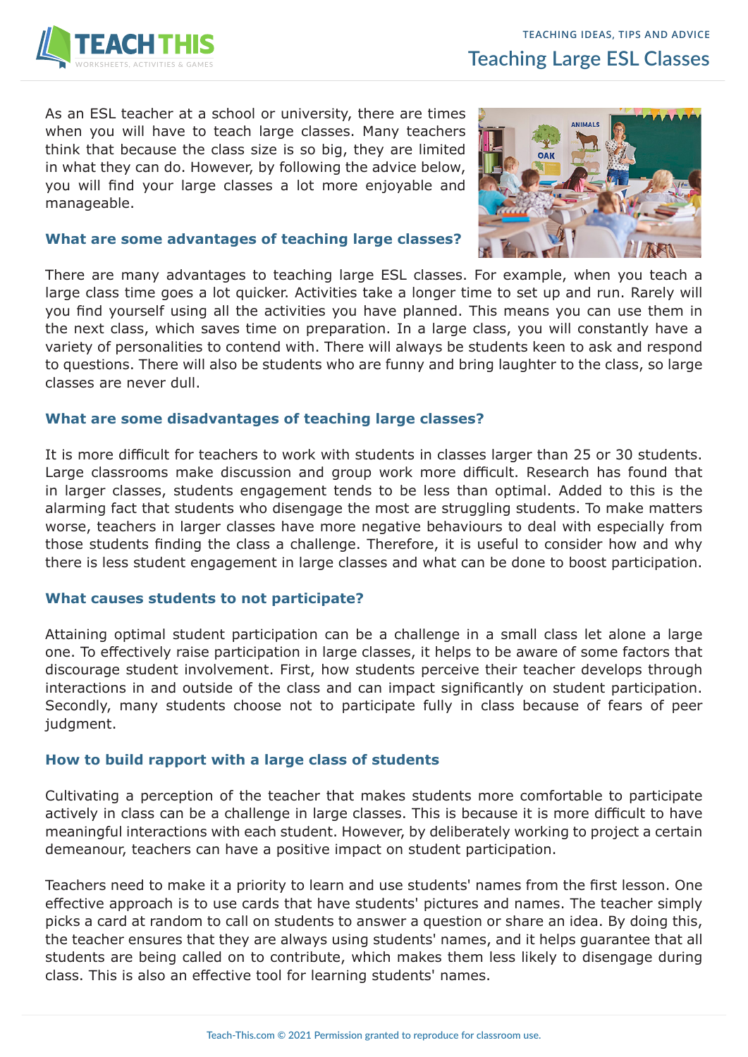# Teaching Large ESL Classes

As an ESL teacher at a school or university, there are times when you will have to teach large classes. Many teachers think that because the class size is so big, they are limited in what they can do. However, by following the advice below, you will find your large classes a lot more enjoyable and manageable.

## What are some advantages of teaching large classes?

There are many advantages to teaching large ESL classes. For example, when you teach a large class time goes a lot quicker. Activities take a longer time to set up and run. Rarely will you find yourself using all the activities you have planned. This means you can use them in the next class, which saves time on preparation. In a large class, you will constantly have a variety of personalities to contend with. There will always be students keen to ask and respond to questions. There will also be students who are funny and bring laughter to the class, so large classes are never dull.

## What are some disadvantages of teaching large classes?

It is more difficult for teachers to work with students in classes larger than 25 or 30 students. Large classrooms make discussion and group work more difficult. Research has found that in larger classes, students engagement tends to be less than optimal. Added to this is the alarming fact that students who disengage the most are struggling students. To make matters worse, teachers in larger classes have more negative behaviours to deal with especially from those students finding the class a challenge. Therefore, it is useful to consider how and why there is less student engagement in large classes and what can be done to boost participation.

## What causes students to not participate?

Attaining optimal student participation can be a challenge in a small class let alone a large one. To effectively raise participation in large classes, it helps to be aware of some factors that discourage student involvement. First, how students perceive their teacher develops through interactions in and outside of the class and can impact significantly on student participation. Secondly, many students choose not to participate fully in class because of fears of peer judgment.

## How to build rapport with a large class of students

Cultivating a perception of the teacher that makes students more comfortable to participate actively in class can be a challenge in large classes. This is because it is more difficult to have meaningful interactions with each student. However, by deliberately working to project a certain demeanour, teachers can have a positive impact on student participation.

Teachers need to make it a priority to learn and use students' names from the first lesson. One effective approach is to use cards that have students' pictures and names. The teacher simply picks a card at random to call on students to answer a question or share an idea. By doing this, the teacher ensures that they are always using students' names, and it helps guarantee that all students are being called on to contribute, which makes them less likely to disengage during class. This is also an effective tool for learning students' names.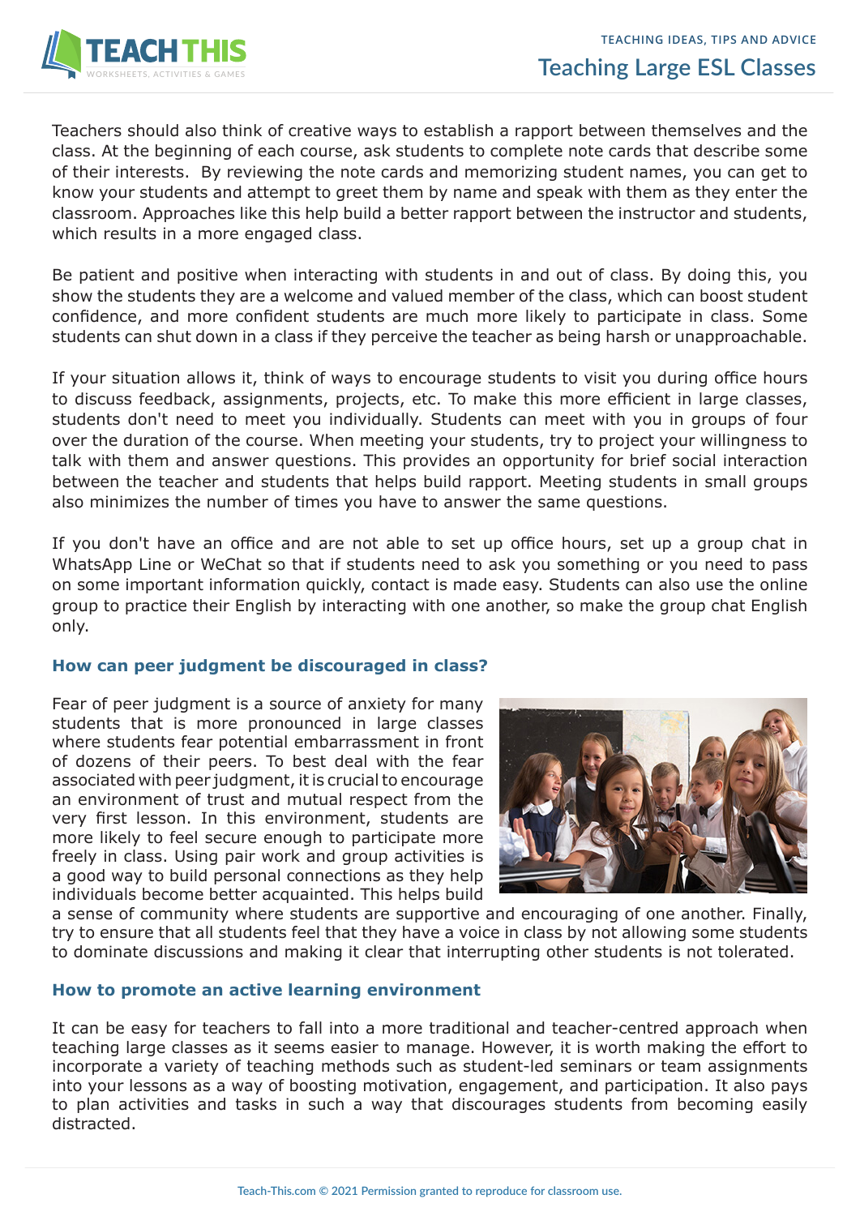Teachers should also think of creative ways to establish a rapport between themselves and the class. At the beginning of each course, ask students to complete note cards that describe some of their interests. By reviewing the note cards and memorizing student names, you can get to know your students and attempt to greet them by name and speak with them as they enter the classroom. Approaches like this help build a better rapport between the instructor and students, which results in a more engaged class.

Be patient and positive when interacting with students in and out of class. By doing this, you show the students they are a welcome and valued member of the class, which can boost student confidence, and more confident students are much more likely to participate in class. Some students can shut down in a class if they perceive the teacher as being harsh or unapproachable.

If your situation allows it, think of ways to encourage students to visit you during office hours to discuss feedback, assignments, projects, etc. To make this more efficient in large classes, students don't need to meet you individually. Students can meet with you in groups of four over the duration of the course. When meeting your students, try to project your willingness to talk with them and answer questions. This provides an opportunity for brief social interaction between the teacher and students that helps build rapport. Meeting students in small groups also minimizes the number of times you have to answer the same questions.

If you don't have an office and are not able to set up office hours, set up a group chat in WhatsApp Line or WeChat so that if students need to ask you something or you need to pass on some important information quickly, contact is made easy. Students can also use the online group to practice their English by interacting with one another, so make the group chat English only.

### How can peer judgment be discouraged in class?

Fear of peer judgment is a source of anxiety for many students that is more pronounced in large classes where students fear potential embarrassment in front of dozens of their peers. To best deal with the fear associated with peer judgment, it is crucial to encourage an environment of trust and mutual respect from the very first lesson. In this environment, students are more likely to feel secure enough to participate more freely in class. Using pair work and group activities is a good way to build personal connections as they help individuals become better acquainted. This helps build a sense of community where students are supportive and encouraging of one another. Finally, try to ensure that all students feel that they have a voice in class by not allowing some students to dominate discussions and making it clear that interrupting other students is not tolerated.

### How to promote an active learning environment

It can be easy for teachers to fall into a more traditional and teacher-centred approach when teaching large classes as it seems easier to manage. However, it is worth making the effort to incorporate a variety of teaching methods such as student-led seminars or team assignments into your lessons as a way of boosting motivation, engagement, and participation. It also pays to plan activities and tasks in such a way that discourages students from becoming easily distracted.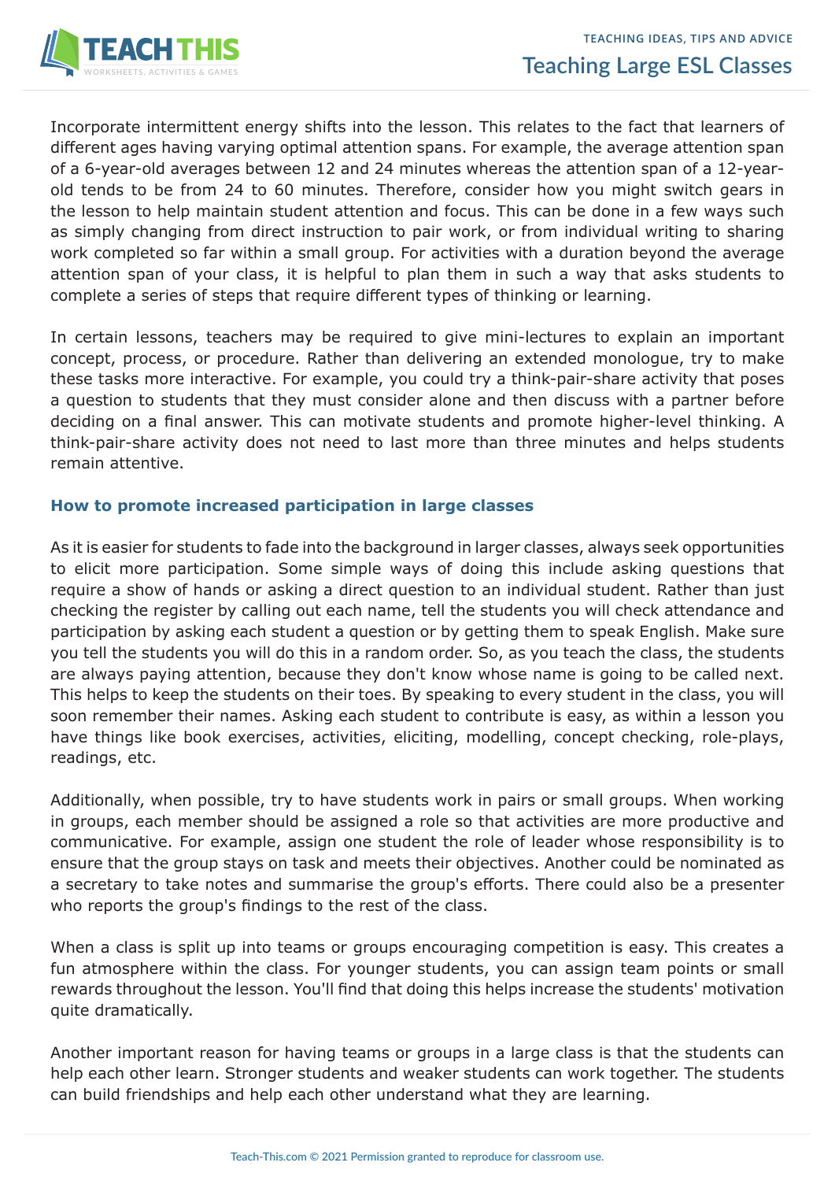Incorporate intermittent energy shifts into the lesson. This relates to the fact that learners of different ages having varying optimal attention spans. For example, the average attention span of a 6-year-old averages between 12 and 24 minutes whereas the attention span of a 12-year-old tends to be from 24 to 60 minutes. Therefore, consider how you might switch gears in the lesson to help maintain student attention and focus. This can be done in a few ways such as simply changing from direct instruction to pair work, or from individual writing to sharing work completed so far within a small group. For activities with a duration beyond the average attention span of your class, it is helpful to plan them in such a way that asks students to complete a series of steps that require different types of thinking or learning.

In certain lessons, teachers may be required to give mini-lectures to explain an important concept, process, or procedure. Rather than delivering an extended monologue, try to make these tasks more interactive. For example, you could try a think-pair-share activity that poses a question to students that they must consider alone and then discuss with a partner before deciding on a final answer. This can motivate students and promote higher-level thinking. A think-pair-share activity does not need to last more than three minutes and helps students remain attentive.

### How to promote increased participation in large classes

As it is easier for students to fade into the background in larger classes, always seek opportunities to elicit more participation. Some simple ways of doing this include asking questions that require a show of hands or asking a direct question to an individual student. Rather than just checking the register by calling out each name, tell the students you will check attendance and participation by asking each student a question or by getting them to speak English. Make sure you tell the students you will do this in a random order. So, as you teach the class, the students are always paying attention, because they don't know whose name is going to be called next. This helps to keep the students on their toes. By speaking to every student in the class, you will soon remember their names. Asking each student to contribute is easy, as within a lesson you have things like book exercises, activities, eliciting, modelling, concept checking, role-plays, readings, etc.

Additionally, when possible, try to have students work in pairs or small groups. When working in groups, each member should be assigned a role so that activities are more productive and communicative. For example, assign one student the role of leader whose responsibility is to ensure that the group stays on task and meets their objectives. Another could be nominated as a secretary to take notes and summarise the group's efforts. There could also be a presenter who reports the group's findings to the rest of the class.

When a class is split up into teams or groups encouraging competition is easy. This creates a fun atmosphere within the class. For younger students, you can assign team points or small rewards throughout the lesson. You'll find that doing this helps increase the students' motivation quite dramatically.

Another important reason for having teams or groups in a large class is that the students can help each other learn. Stronger students and weaker students can work together. The students can build friendships and help each other understand what they are learning.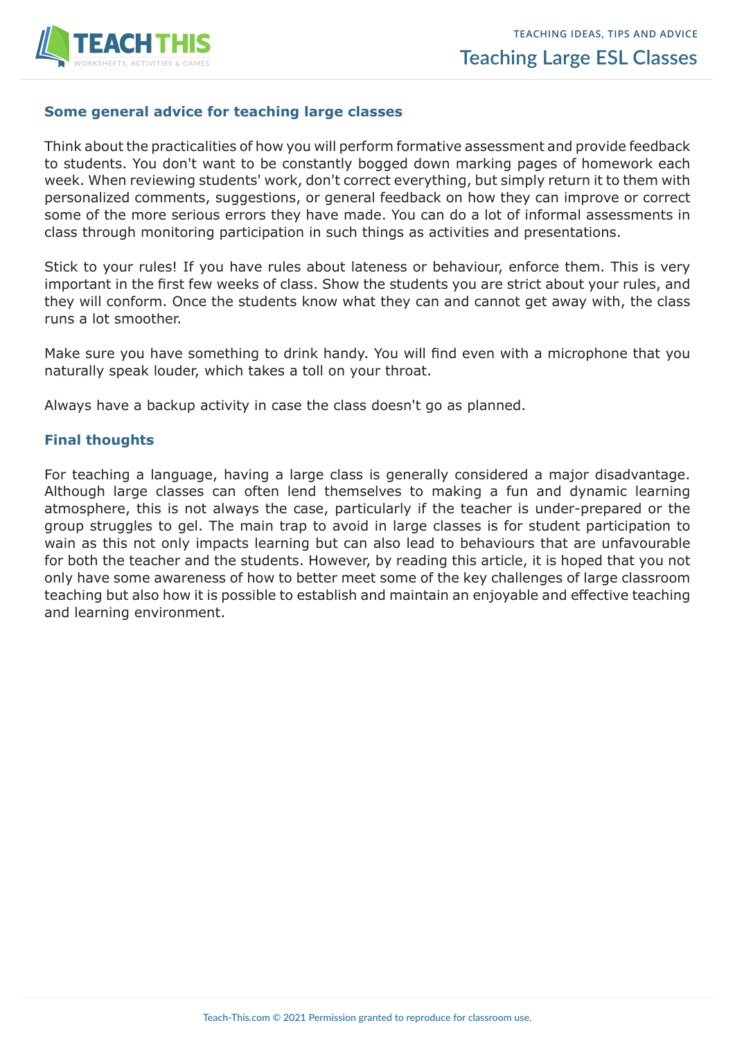### Some general advice for teaching large classes

Think about the practicalities of how you will perform formative assessment and provide feedback to students. You don't want to be constantly bogged down marking pages of homework each week. When reviewing students' work, don't correct everything, but simply return it to them with personalized comments, suggestions, or general feedback on how they can improve or correct some of the more serious errors they have made. You can do a lot of informal assessments in class through monitoring participation in such things as activities and presentations.

Stick to your rules! If you have rules about lateness or behaviour, enforce them. This is very important in the first few weeks of class. Show the students you are strict about your rules, and they will conform. Once the students know what they can and cannot get away with, the class runs a lot smoother.

Make sure you have something to drink handy. You will find even with a microphone that you naturally speak louder, which takes a toll on your throat.

Always have a backup activity in case the class doesn't go as planned.

### Final thoughts

For teaching a language, having a large class is generally considered a major disadvantage. Although large classes can often lend themselves to making a fun and dynamic learning atmosphere, this is not always the case, particularly if the teacher is under-prepared or the group struggles to gel. The main trap to avoid in large classes is for student participation to wain as this not only impacts learning but can also lead to behaviours that are unfavourable for both the teacher and the students. However, by reading this article, it is hoped that you not only have some awareness of how to better meet some of the key challenges of large classroom teaching but also how it is possible to establish and maintain an enjoyable and effective teaching and learning environment.